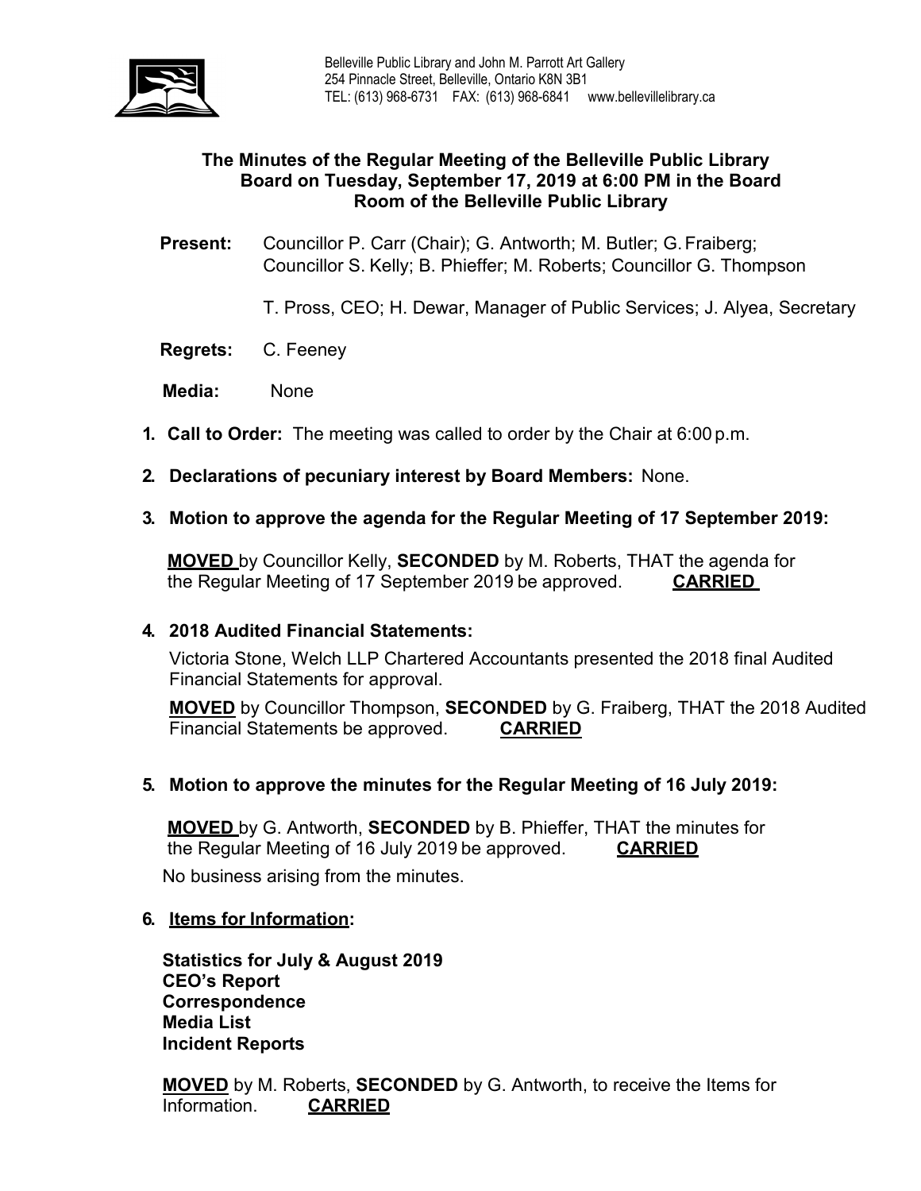Belleville Public Library and John M. Parrott Art Gallery
254 Pinnacle Street, Belleville, Ontario K8N 3B1
TEL: (613) 968-6731 FAX: (613) 968-6841 www.bellevillelibrary.ca

# The Minutes of the Regular Meeting of the Belleville Public Library Board on Tuesday, September 17, 2019 at 6:00 PM in the Board Room of the Belleville Public Library

**Present:** Councillor P. Carr (Chair); G. Antworth; M. Butler; G. Fraiberg; Councillor S. Kelly; B. Phieffer; M. Roberts; Councillor G. Thompson

T. Pross, CEO; H. Dewar, Manager of Public Services; J. Alyea, Secretary

**Regrets:** C. Feeney

**Media:** None

1. **Call to Order:** The meeting was called to order by the Chair at 6:00 p.m.

2. **Declarations of pecuniary interest by Board Members:** None.

3. **Motion to approve the agenda for the Regular Meeting of 17 September 2019:**

   **MOVED** by Councillor Kelly, **SECONDED** by M. Roberts, THAT the agenda for the Regular Meeting of 17 September 2019 be approved. **CARRIED**

4. **2018 Audited Financial Statements:**

   Victoria Stone, Welch LLP Chartered Accountants presented the 2018 final Audited Financial Statements for approval.

   **MOVED** by Councillor Thompson, **SECONDED** by G. Fraiberg, THAT the 2018 Audited Financial Statements be approved. **CARRIED**

5. **Motion to approve the minutes for the Regular Meeting of 16 July 2019:**

   **MOVED** by G. Antworth, **SECONDED** by B. Phieffer, THAT the minutes for the Regular Meeting of 16 July 2019 be approved. **CARRIED**

   No business arising from the minutes.

6. **Items for Information:**

   **Statistics for July & August 2019**
   **CEO's Report**
   **Correspondence**
   **Media List**
   **Incident Reports**

   **MOVED** by M. Roberts, **SECONDED** by G. Antworth, to receive the Items for Information. **CARRIED**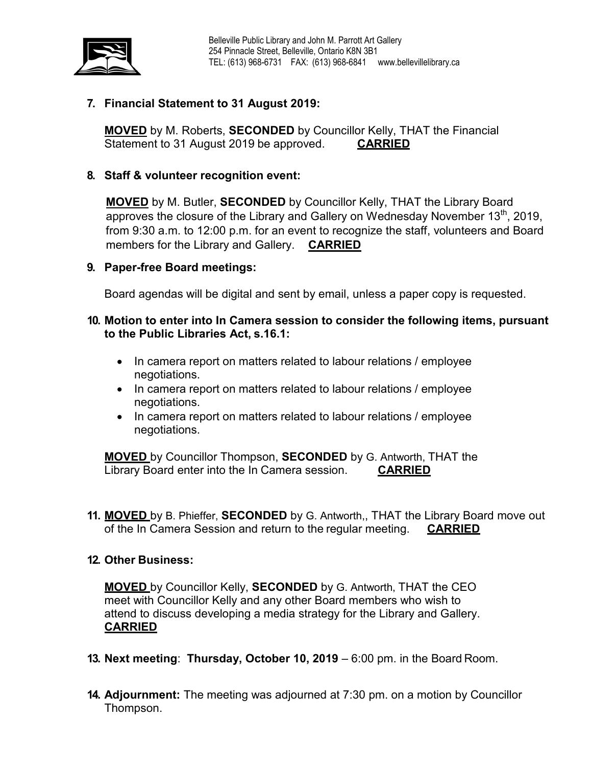**7. Financial Statement to 31 August 2019:**

**MOVED** by M. Roberts, **SECONDED** by Councillor Kelly, THAT the Financial Statement to 31 August 2019 be approved. **CARRIED**

**8. Staff & volunteer recognition event:**

**MOVED** by M. Butler, **SECONDED** by Councillor Kelly, THAT the Library Board approves the closure of the Library and Gallery on Wednesday November 13th, 2019, from 9:30 a.m. to 12:00 p.m. for an event to recognize the staff, volunteers and Board members for the Library and Gallery. **CARRIED**

**9. Paper-free Board meetings:**

Board agendas will be digital and sent by email, unless a paper copy is requested.

**10. Motion to enter into In Camera session to consider the following items, pursuant to the Public Libraries Act, s.16.1:**

- In camera report on matters related to labour relations / employee negotiations.
- In camera report on matters related to labour relations / employee negotiations.
- In camera report on matters related to labour relations / employee negotiations.

**MOVED** by Councillor Thompson, **SECONDED** by G. Antworth, THAT the Library Board enter into the In Camera session. **CARRIED**

**11. MOVED** by B. Phieffer, **SECONDED** by G. Antworth,, THAT the Library Board move out of the In Camera Session and return to the regular meeting. **CARRIED**

**12. Other Business:**

**MOVED** by Councillor Kelly, **SECONDED** by G. Antworth, THAT the CEO meet with Councillor Kelly and any other Board members who wish to attend to discuss developing a media strategy for the Library and Gallery. **CARRIED**

**13. Next meeting**: **Thursday, October 10, 2019** – 6:00 pm. in the Board Room.

**14. Adjournment:** The meeting was adjourned at 7:30 pm. on a motion by Councillor Thompson.